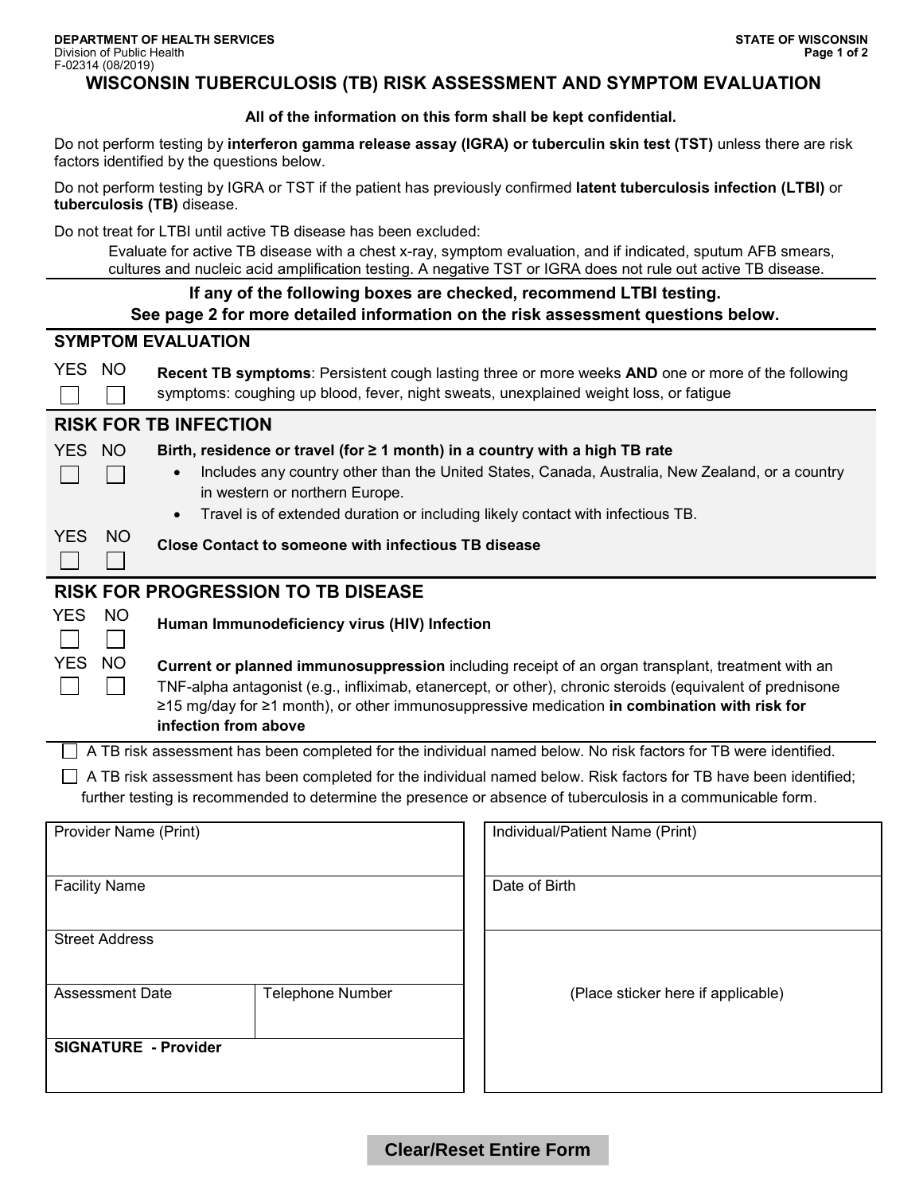DEPARTMENT OF HEALTH SERVICES
Division of Public Health
F-02314 (08/2019)

STATE OF WISCONSIN

# WISCONSIN TUBERCULOSIS (TB) RISK ASSESSMENT AND SYMPTOM EVALUATION

**All of the information on this form shall be kept confidential.**

Do not perform testing by **interferon gamma release assay (IGRA) or tuberculin skin test (TST)** unless there are risk factors identified by the questions below.

Do not perform testing by IGRA or TST if the patient has previously confirmed **latent tuberculosis infection (LTBI)** or **tuberculosis (TB)** disease.

Do not treat for LTBI until active TB disease has been excluded:

> Evaluate for active TB disease with a chest x-ray, symptom evaluation, and if indicated, sputum AFB smears, cultures and nucleic acid amplification testing. A negative TST or IGRA does not rule out active TB disease.

**If any of the following boxes are checked, recommend LTBI testing.**
**See page 2 for more detailed information on the risk assessment questions below.**

## SYMPTOM EVALUATION

| YES | NO | |
|---|---|---|
| ☐ | ☐ | **Recent TB symptoms**: Persistent cough lasting three or more weeks **AND** one or more of the following symptoms: coughing up blood, fever, night sweats, unexplained weight loss, or fatigue |

## RISK FOR TB INFECTION

| YES | NO | |
|---|---|---|
| ☐ | ☐ | **Birth, residence or travel (for ≥ 1 month) in a country with a high TB rate**<br>• Includes any country other than the United States, Canada, Australia, New Zealand, or a country in western or northern Europe.<br>• Travel is of extended duration or including likely contact with infectious TB. |
| ☐ | ☐ | **Close Contact to someone with infectious TB disease** |

## RISK FOR PROGRESSION TO TB DISEASE

| YES | NO | |
|---|---|---|
| ☐ | ☐ | **Human Immunodeficiency virus (HIV) Infection** |
| ☐ | ☐ | **Current or planned immunosuppression** including receipt of an organ transplant, treatment with an TNF-alpha antagonist (e.g., infliximab, etanercept, or other), chronic steroids (equivalent of prednisone ≥15 mg/day for ≥1 month), or other immunosuppressive medication **in combination with risk for infection from above** |

☐ A TB risk assessment has been completed for the individual named below. No risk factors for TB were identified.

☐ A TB risk assessment has been completed for the individual named below. Risk factors for TB have been identified; further testing is recommended to determine the presence or absence of tuberculosis in a communicable form.

| Provider Name (Print) | | Individual/Patient Name (Print) |
|---|---|---|
| Facility Name | | Date of Birth |
| Street Address | | (Place sticker here if applicable) |
| Assessment Date | Telephone Number | |
| **SIGNATURE - Provider** | | |

Clear/Reset Entire Form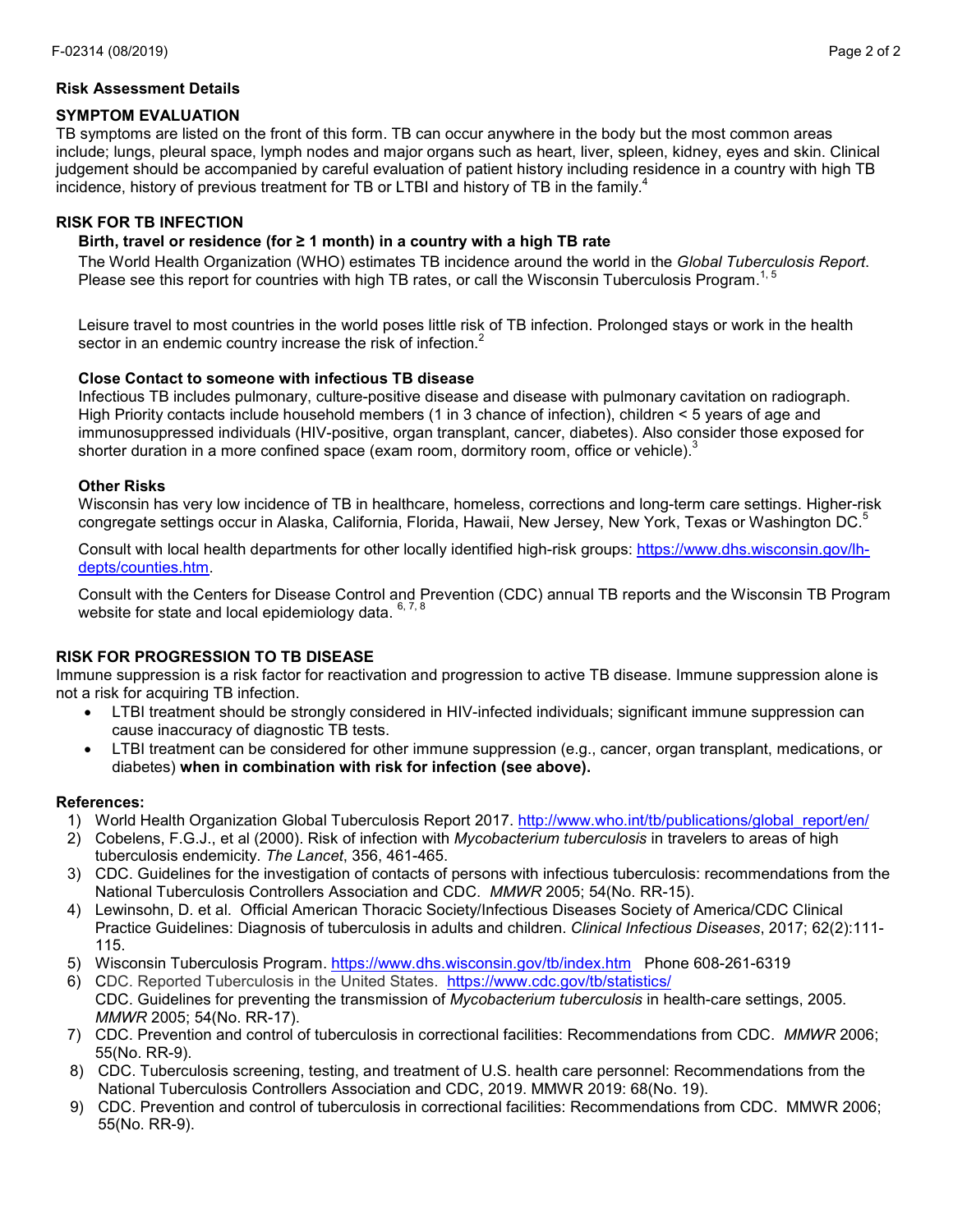## Risk Assessment Details

### SYMPTOM EVALUATION

TB symptoms are listed on the front of this form. TB can occur anywhere in the body but the most common areas include; lungs, pleural space, lymph nodes and major organs such as heart, liver, spleen, kidney, eyes and skin. Clinical judgement should be accompanied by careful evaluation of patient history including residence in a country with high TB incidence, history of previous treatment for TB or LTBI and history of TB in the family.[4]

### RISK FOR TB INFECTION

#### Birth, travel or residence (for ≥ 1 month) in a country with a high TB rate

The World Health Organization (WHO) estimates TB incidence around the world in the *Global Tuberculosis Report*. Please see this report for countries with high TB rates, or call the Wisconsin Tuberculosis Program.[1, 5]

Leisure travel to most countries in the world poses little risk of TB infection. Prolonged stays or work in the health sector in an endemic country increase the risk of infection.[2]

#### Close Contact to someone with infectious TB disease

Infectious TB includes pulmonary, culture-positive disease and disease with pulmonary cavitation on radiograph. High Priority contacts include household members (1 in 3 chance of infection), children < 5 years of age and immunosuppressed individuals (HIV-positive, organ transplant, cancer, diabetes). Also consider those exposed for shorter duration in a more confined space (exam room, dormitory room, office or vehicle).[3]

#### Other Risks

Wisconsin has very low incidence of TB in healthcare, homeless, corrections and long-term care settings. Higher-risk congregate settings occur in Alaska, California, Florida, Hawaii, New Jersey, New York, Texas or Washington DC.[5]

Consult with local health departments for other locally identified high-risk groups: https://www.dhs.wisconsin.gov/lh-depts/counties.htm.

Consult with the Centers for Disease Control and Prevention (CDC) annual TB reports and the Wisconsin TB Program website for state and local epidemiology data. [6, 7, 8]

### RISK FOR PROGRESSION TO TB DISEASE

Immune suppression is a risk factor for reactivation and progression to active TB disease. Immune suppression alone is not a risk for acquiring TB infection.

- LTBI treatment should be strongly considered in HIV-infected individuals; significant immune suppression can cause inaccuracy of diagnostic TB tests.
- LTBI treatment can be considered for other immune suppression (e.g., cancer, organ transplant, medications, or diabetes) **when in combination with risk for infection (see above).**

### References:

1) World Health Organization Global Tuberculosis Report 2017. http://www.who.int/tb/publications/global_report/en/
2) Cobelens, F.G.J., et al (2000). Risk of infection with *Mycobacterium tuberculosis* in travelers to areas of high tuberculosis endemicity. *The Lancet*, 356, 461-465.
3) CDC. Guidelines for the investigation of contacts of persons with infectious tuberculosis: recommendations from the National Tuberculosis Controllers Association and CDC. *MMWR* 2005; 54(No. RR-15).
4) Lewinsohn, D. et al. Official American Thoracic Society/Infectious Diseases Society of America/CDC Clinical Practice Guidelines: Diagnosis of tuberculosis in adults and children. *Clinical Infectious Diseases*, 2017; 62(2):111-115.
5) Wisconsin Tuberculosis Program. https://www.dhs.wisconsin.gov/tb/index.htm Phone 608-261-6319
6) CDC. Reported Tuberculosis in the United States. https://www.cdc.gov/tb/statistics/
   CDC. Guidelines for preventing the transmission of *Mycobacterium tuberculosis* in health-care settings, 2005. *MMWR* 2005; 54(No. RR-17).
7) CDC. Prevention and control of tuberculosis in correctional facilities: Recommendations from CDC. *MMWR* 2006; 55(No. RR-9).
8) CDC. Tuberculosis screening, testing, and treatment of U.S. health care personnel: Recommendations from the National Tuberculosis Controllers Association and CDC, 2019. MMWR 2019: 68(No. 19).
9) CDC. Prevention and control of tuberculosis in correctional facilities: Recommendations from CDC. MMWR 2006; 55(No. RR-9).